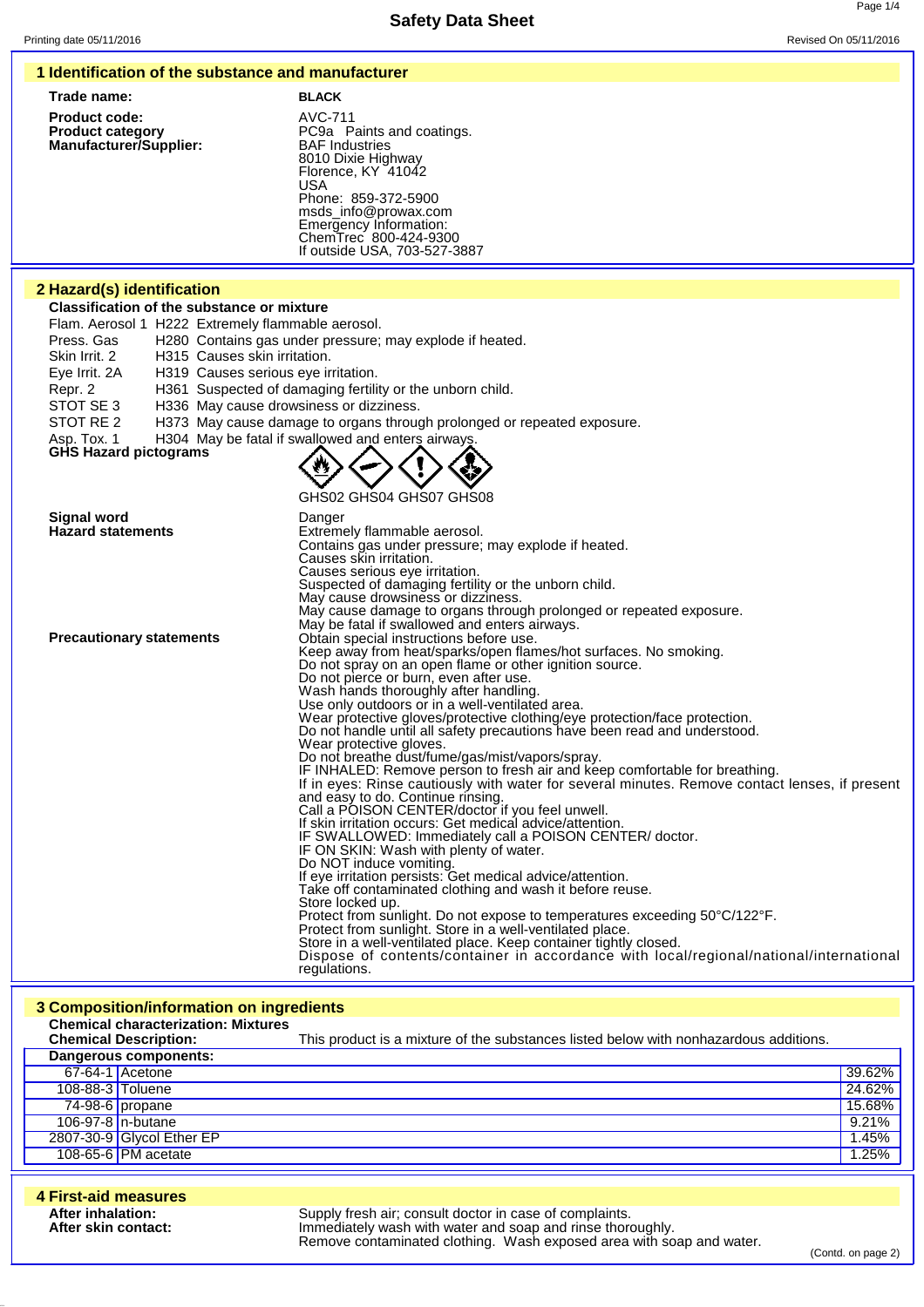# Safety Data Sheet

Printing date 05/11/2016 Revised On 05/11/2016

## 1 Identification of the substance and manufacturer

**Trade name:** **BLACK**

**Product code:** AVC-711

**Product category** PC9a Paints and coatings.

**Manufacturer/Supplier:**
BAF Industries
8010 Dixie Highway
Florence, KY 41042
USA
Phone: 859-372-5900
msds_info@prowax.com
Emergency Information:
ChemTrec 800-424-9300
If outside USA, 703-527-3887

## 2 Hazard(s) identification

**Classification of the substance or mixture**

Flam. Aerosol 1 H222 Extremely flammable aerosol.
Press. Gas H280 Contains gas under pressure; may explode if heated.
Skin Irrit. 2 H315 Causes skin irritation.
Eye Irrit. 2A H319 Causes serious eye irritation.
Repr. 2 H361 Suspected of damaging fertility or the unborn child.
STOT SE 3 H336 May cause drowsiness or dizziness.
STOT RE 2 H373 May cause damage to organs through prolonged or repeated exposure.
Asp. Tox. 1 H304 May be fatal if swallowed and enters airways.

**GHS Hazard pictograms**

GHS02 GHS04 GHS07 GHS08

**Signal word** Danger

**Hazard statements**
Extremely flammable aerosol.
Contains gas under pressure; may explode if heated.
Causes skin irritation.
Causes serious eye irritation.
Suspected of damaging fertility or the unborn child.
May cause drowsiness or dizziness.
May cause damage to organs through prolonged or repeated exposure.
May be fatal if swallowed and enters airways.

**Precautionary statements**
Obtain special instructions before use.
Keep away from heat/sparks/open flames/hot surfaces. No smoking.
Do not spray on an open flame or other ignition source.
Do not pierce or burn, even after use.
Wash hands thoroughly after handling.
Use only outdoors or in a well-ventilated area.
Wear protective gloves/protective clothing/eye protection/face protection.
Do not handle until all safety precautions have been read and understood.
Wear protective gloves.
Do not breathe dust/fume/gas/mist/vapors/spray.
IF INHALED: Remove person to fresh air and keep comfortable for breathing.
If in eyes: Rinse cautiously with water for several minutes. Remove contact lenses, if present and easy to do. Continue rinsing.
Call a POISON CENTER/doctor if you feel unwell.
If skin irritation occurs: Get medical advice/attention.
IF SWALLOWED: Immediately call a POISON CENTER/ doctor.
IF ON SKIN: Wash with plenty of water.
Do NOT induce vomiting.
If eye irritation persists: Get medical advice/attention.
Take off contaminated clothing and wash it before reuse.
Store locked up.
Protect from sunlight. Do not expose to temperatures exceeding 50°C/122°F.
Protect from sunlight. Store in a well-ventilated place.
Store in a well-ventilated place. Keep container tightly closed.
Dispose of contents/container in accordance with local/regional/national/international regulations.

## 3 Composition/information on ingredients

**Chemical characterization: Mixtures**

**Chemical Description:** This product is a mixture of the substances listed below with nonhazardous additions.

**Dangerous components:**

| CAS | Component | % |
|---|---|---|
| 67-64-1 | Acetone | 39.62% |
| 108-88-3 | Toluene | 24.62% |
| 74-98-6 | propane | 15.68% |
| 106-97-8 | n-butane | 9.21% |
| 2807-30-9 | Glycol Ether EP | 1.45% |
| 108-65-6 | PM acetate | 1.25% |

## 4 First-aid measures

**After inhalation:** Supply fresh air; consult doctor in case of complaints.

**After skin contact:** Immediately wash with water and soap and rinse thoroughly.
Remove contaminated clothing. Wash exposed area with soap and water.

(Contd. on page 2)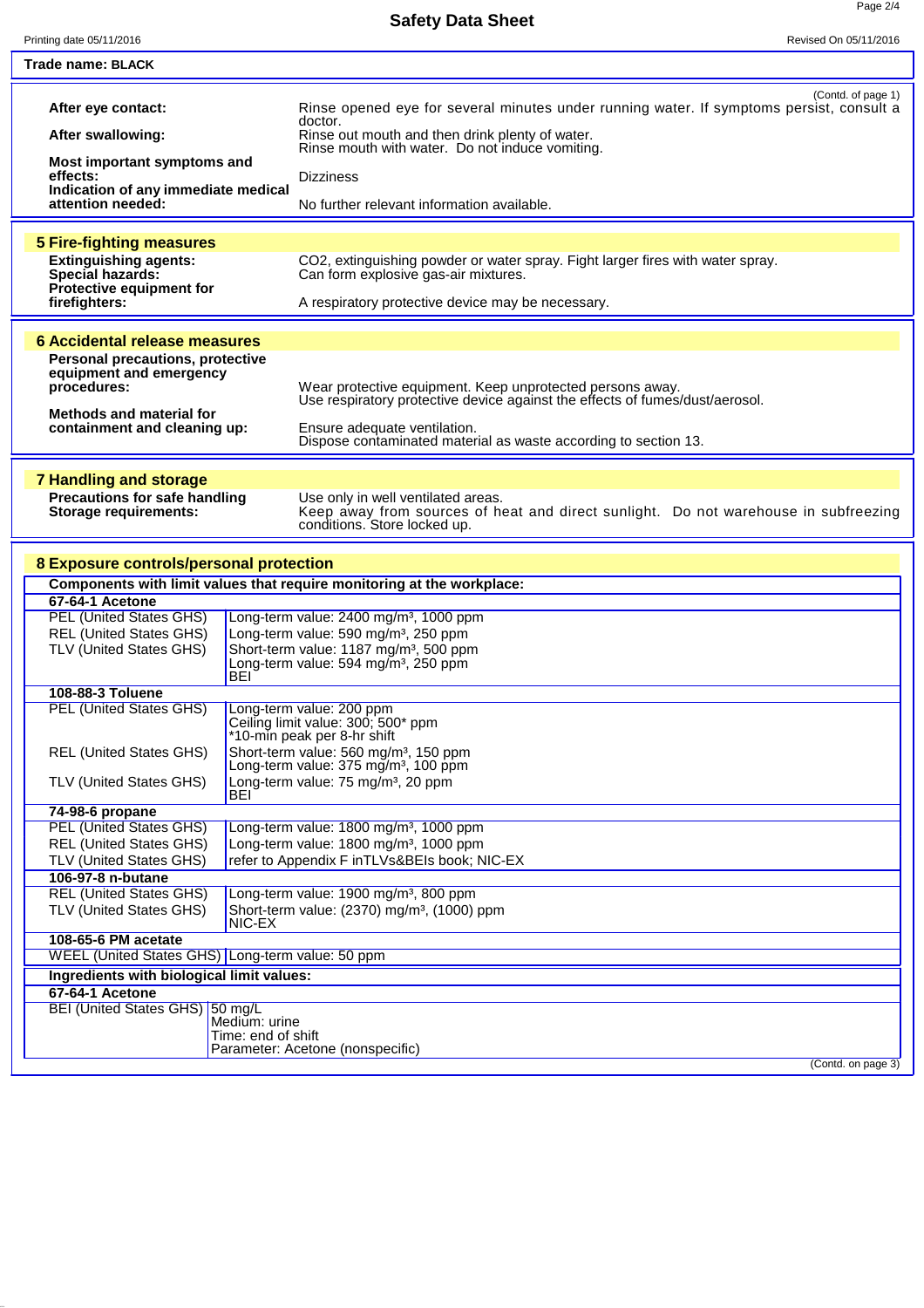Trade name: **BLACK**

(Contd. of page 1)

**After eye contact:** Rinse opened eye for several minutes under running water. If symptoms persist, consult a doctor.

**After swallowing:** Rinse out mouth and then drink plenty of water.
Rinse mouth with water. Do not induce vomiting.

**Most important symptoms and effects:** Dizziness

**Indication of any immediate medical attention needed:** No further relevant information available.

## 5 Fire-fighting measures

**Extinguishing agents:** $CO_2$, extinguishing powder or water spray. Fight larger fires with water spray.

**Special hazards:** Can form explosive gas-air mixtures.

**Protective equipment for firefighters:** A respiratory protective device may be necessary.

## 6 Accidental release measures

**Personal precautions, protective equipment and emergency procedures:** Wear protective equipment. Keep unprotected persons away.
Use respiratory protective device against the effects of fumes/dust/aerosol.

**Methods and material for containment and cleaning up:** Ensure adequate ventilation.
Dispose contaminated material as waste according to section 13.

## 7 Handling and storage

**Precautions for safe handling:** Use only in well ventilated areas.

**Storage requirements:** Keep away from sources of heat and direct sunlight. Do not warehouse in subfreezing conditions. Store locked up.

## 8 Exposure controls/personal protection

**Components with limit values that require monitoring at the workplace:**

| Component | Type | Value |
|---|---|---|
| **67-64-1 Acetone** | | |
| | PEL (United States GHS) | Long-term value: 2400 mg/m³, 1000 ppm |
| | REL (United States GHS) | Long-term value: 590 mg/m³, 250 ppm |
| | TLV (United States GHS) | Short-term value: 1187 mg/m³, 500 ppm<br>Long-term value: 594 mg/m³, 250 ppm<br>BEI |
| **108-88-3 Toluene** | | |
| | PEL (United States GHS) | Long-term value: 200 ppm<br>Ceiling limit value: 300; 500* ppm<br>*10-min peak per 8-hr shift |
| | REL (United States GHS) | Short-term value: 560 mg/m³, 150 ppm<br>Long-term value: 375 mg/m³, 100 ppm |
| | TLV (United States GHS) | Long-term value: 75 mg/m³, 20 ppm<br>BEI |
| **74-98-6 propane** | | |
| | PEL (United States GHS) | Long-term value: 1800 mg/m³, 1000 ppm |
| | REL (United States GHS) | Long-term value: 1800 mg/m³, 1000 ppm |
| | TLV (United States GHS) | refer to Appendix F inTLVs&BEIs book; NIC-EX |
| **106-97-8 n-butane** | | |
| | REL (United States GHS) | Long-term value: 1900 mg/m³, 800 ppm |
| | TLV (United States GHS) | Short-term value: (2370) mg/m³, (1000) ppm<br>NIC-EX |
| **108-65-6 PM acetate** | | |
| | WEEL (United States GHS) | Long-term value: 50 ppm |

**Ingredients with biological limit values:**

| Component | Type | Value |
|---|---|---|
| **67-64-1 Acetone** | | |
| | BEI (United States GHS) | 50 mg/L<br>Medium: urine<br>Time: end of shift<br>Parameter: Acetone (nonspecific) |

(Contd. on page 3)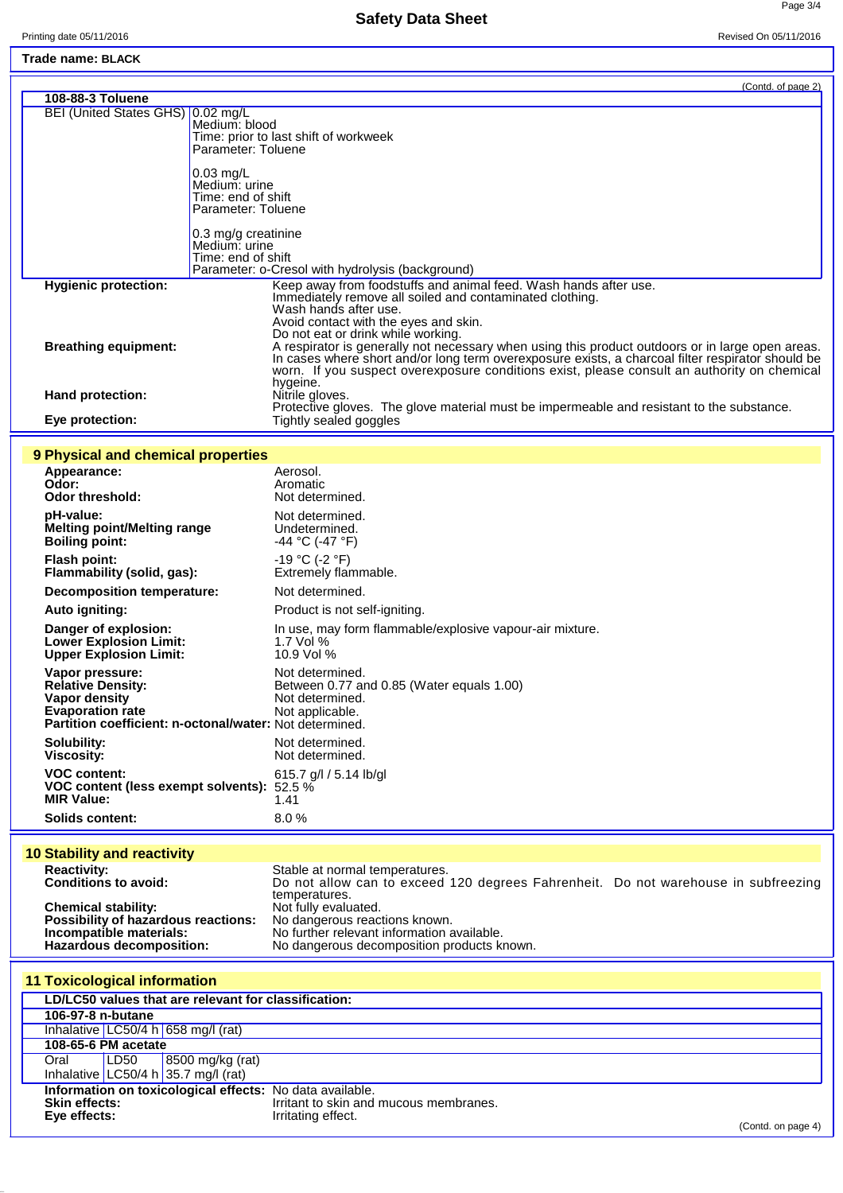Trade name: **BLACK**

(Contd. of page 2)

| 108-88-3 Toluene | |
|---|---|
| BEI (United States GHS) | 0.02 mg/L<br>Medium: blood<br>Time: prior to last shift of workweek<br>Parameter: Toluene<br><br>0.03 mg/L<br>Medium: urine<br>Time: end of shift<br>Parameter: Toluene<br><br>0.3 mg/g creatinine<br>Medium: urine<br>Time: end of shift<br>Parameter: o-Cresol with hydrolysis (background) |

**Hygienic protection:** Keep away from foodstuffs and animal feed. Wash hands after use.
Immediately remove all soiled and contaminated clothing.
Wash hands after use.
Avoid contact with the eyes and skin.
Do not eat or drink while working.

**Breathing equipment:** A respirator is generally not necessary when using this product outdoors or in large open areas. In cases where short and/or long term overexposure exists, a charcoal filter respirator should be worn. If you suspect overexposure conditions exist, please consult an authority on chemical hygeine.

**Hand protection:** Nitrile gloves.
Protective gloves. The glove material must be impermeable and resistant to the substance.

**Eye protection:** Tightly sealed goggles

## 9 Physical and chemical properties

**Appearance:** Aerosol.
**Odor:** Aromatic
**Odor threshold:** Not determined.

**pH-value:** Not determined.
**Melting point/Melting range** Undetermined.
**Boiling point:** -44 °C (-47 °F)

**Flash point:** -19 °C (-2 °F)
**Flammability (solid, gas):** Extremely flammable.

**Decomposition temperature:** Not determined.

**Auto igniting:** Product is not self-igniting.

**Danger of explosion:** In use, may form flammable/explosive vapour-air mixture.
**Lower Explosion Limit:** 1.7 Vol %
**Upper Explosion Limit:** 10.9 Vol %

**Vapor pressure:** Not determined.
**Relative Density:** Between 0.77 and 0.85 (Water equals 1.00)
**Vapor density** Not determined.
**Evaporation rate** Not applicable.
**Partition coefficient: n-octanol/water:** Not determined.

**Solubility:** Not determined.
**Viscosity:** Not determined.

**VOC content:** 615.7 g/l / 5.14 lb/gl
**VOC content (less exempt solvents):** 52.5 %
**MIR Value:** 1.41

**Solids content:** 8.0 %

## 10 Stability and reactivity

**Reactivity:** Stable at normal temperatures.
**Conditions to avoid:** Do not allow can to exceed 120 degrees Fahrenheit. Do not warehouse in subfreezing temperatures.
**Chemical stability:** Not fully evaluated.
**Possibility of hazardous reactions:** No dangerous reactions known.
**Incompatible materials:** No further relevant information available.
**Hazardous decomposition:** No dangerous decomposition products known.

## 11 Toxicological information

| LD/LC50 values that are relevant for classification: | | |
|---|---|---|
| **106-97-8 n-butane** | | |
| Inhalative | LC50/4 h | 658 mg/l (rat) |
| **108-65-6 PM acetate** | | |
| Oral | LD50 | 8500 mg/kg (rat) |
| Inhalative | LC50/4 h | 35.7 mg/l (rat) |

**Information on toxicological effects:** No data available.
**Skin effects:** Irritant to skin and mucous membranes.
**Eye effects:** Irritating effect.

(Contd. on page 4)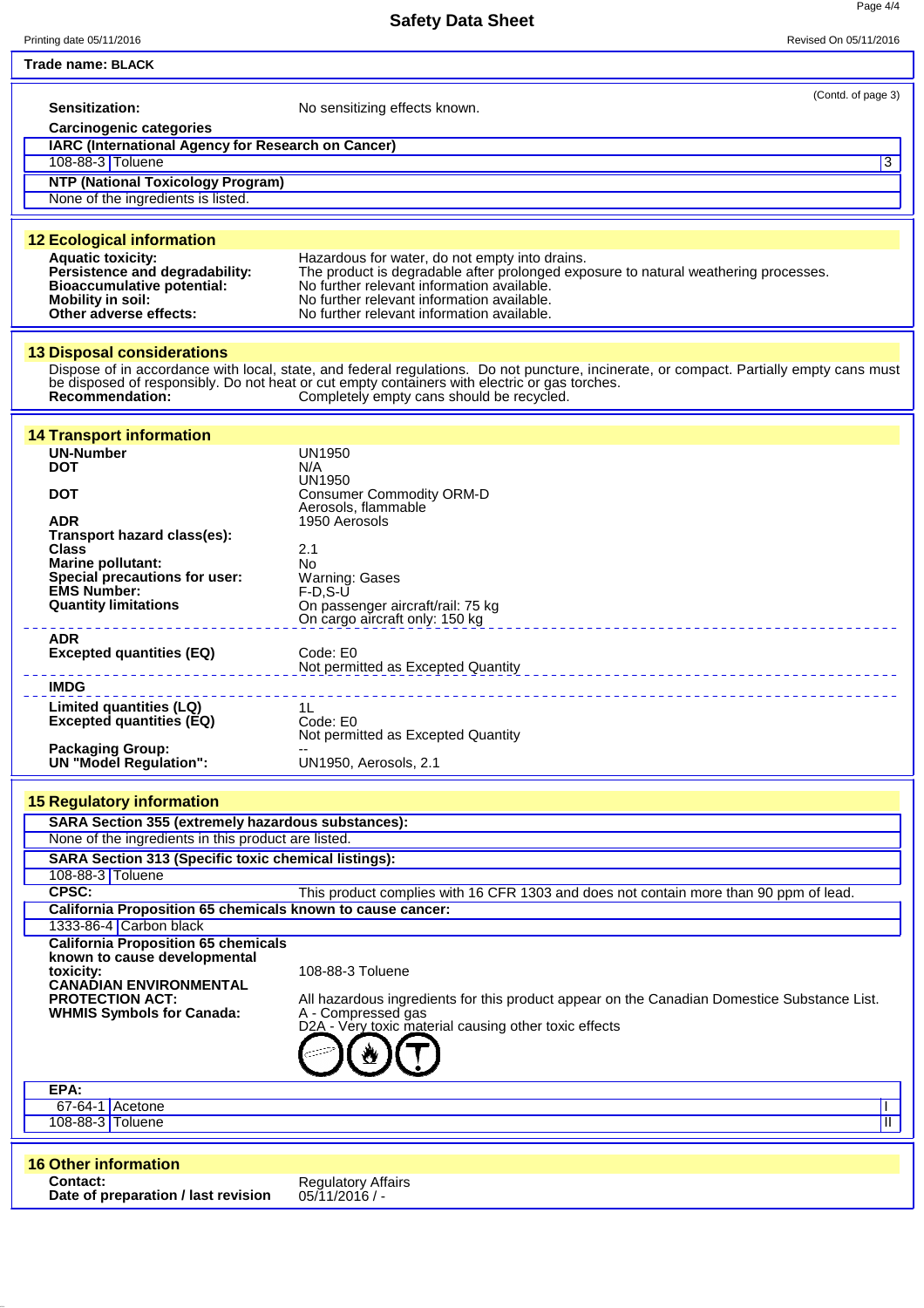# Safety Data Sheet

Printing date 05/11/2016 Revised On 05/11/2016

**Trade name: BLACK**

(Contd. of page 3)

**Sensitization:** No sensitizing effects known.

**Carcinogenic categories**

**IARC (International Agency for Research on Cancer)**

| | | |
|---|---|---|
| 108-88-3 | Toluene | 3 |

**NTP (National Toxicology Program)**

None of the ingredients is listed.

## 12 Ecological information

**Aquatic toxicity:** Hazardous for water, do not empty into drains.
**Persistence and degradability:** The product is degradable after prolonged exposure to natural weathering processes.
**Bioaccumulative potential:** No further relevant information available.
**Mobility in soil:** No further relevant information available.
**Other adverse effects:** No further relevant information available.

## 13 Disposal considerations

Dispose of in accordance with local, state, and federal regulations. Do not puncture, incinerate, or compact. Partially empty cans must be disposed of responsibly. Do not heat or cut empty containers with electric or gas torches.
**Recommendation:** Completely empty cans should be recycled.

## 14 Transport information

**UN-Number**
**DOT** N/A
UN1950
**DOT** Consumer Commodity ORM-D
Aerosols, flammable
**ADR** 1950 Aerosols
**Transport hazard class(es):**
**Class** 2.1
**Marine pollutant:** No
**Special precautions for user:** Warning: Gases
**EMS Number:** F-D,S-U
**Quantity limitations** On passenger aircraft/rail: 75 kg
On cargo aircraft only: 150 kg

**ADR**
**Excepted quantities (EQ)** Code: E0
Not permitted as Excepted Quantity

**IMDG**
**Limited quantities (LQ)** 1L
**Excepted quantities (EQ)** Code: E0
Not permitted as Excepted Quantity
**Packaging Group:** --
**UN "Model Regulation":** UN1950, Aerosols, 2.1

## 15 Regulatory information

**SARA Section 355 (extremely hazardous substances):**

None of the ingredients in this product are listed.

**SARA Section 313 (Specific toxic chemical listings):**

| | |
|---|---|
| 108-88-3 | Toluene |

**CPSC:** This product complies with 16 CFR 1303 and does not contain more than 90 ppm of lead.

**California Proposition 65 chemicals known to cause cancer:**

| | |
|---|---|
| 1333-86-4 | Carbon black |

**California Proposition 65 chemicals known to cause developmental toxicity:** 108-88-3 Toluene
**CANADIAN ENVIRONMENTAL PROTECTION ACT:** All hazardous ingredients for this product appear on the Canadian Domestice Substance List.
**WHMIS Symbols for Canada:** A - Compressed gas
D2A - Very toxic material causing other toxic effects

**EPA:**

| | | |
|---|---|---|
| 67-64-1 | Acetone | I |
| 108-88-3 | Toluene | II |

## 16 Other information

**Contact:** Regulatory Affairs
**Date of preparation / last revision** 05/11/2016 / -